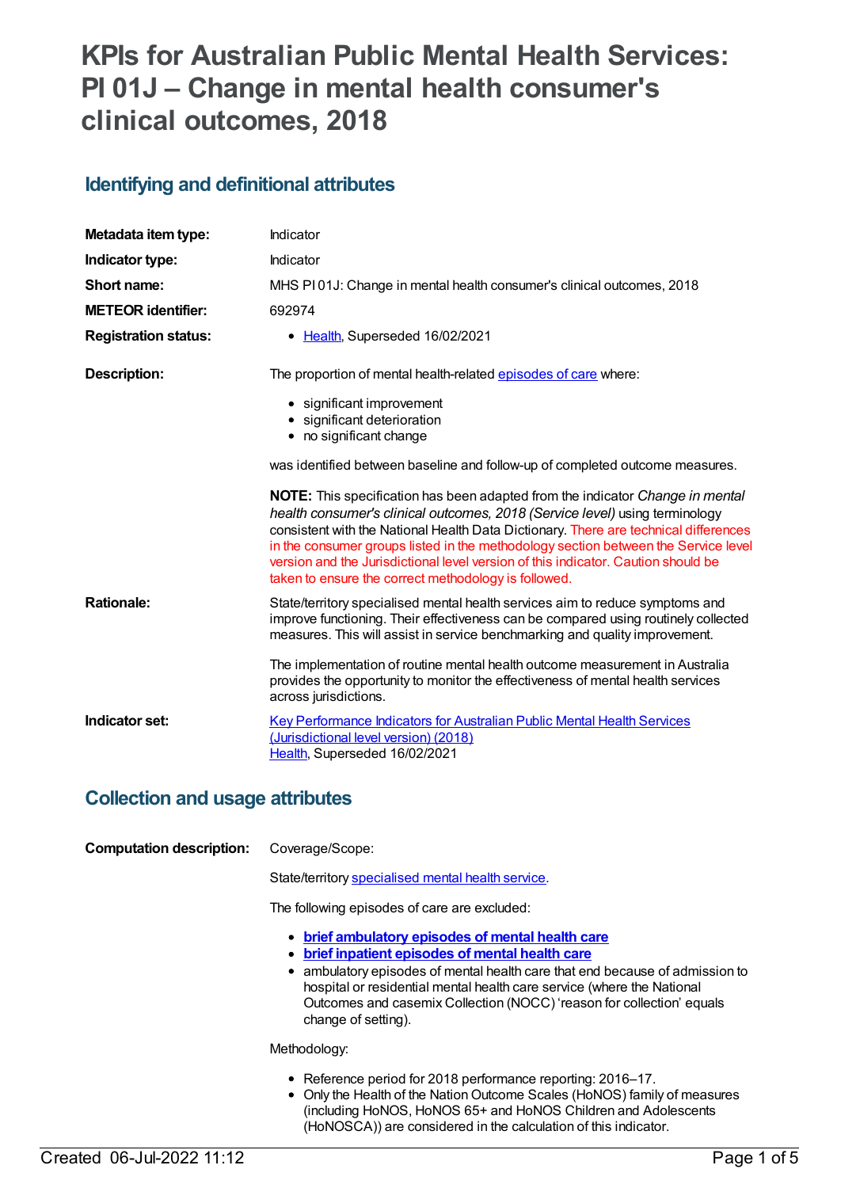# KPIs for Australian Public Mental Health Services: PI 01J – Change in mental health consumer's clinical outcomes, 2018

## Identifying and definitional attributes

| | |
|---|---|
| **Metadata item type:** | Indicator |
| **Indicator type:** | Indicator |
| **Short name:** | MHS PI 01J: Change in mental health consumer's clinical outcomes, 2018 |
| **METEOR identifier:** | 692974 |
| **Registration status:** | • Health, Superseded 16/02/2021 |

**Description:**

The proportion of mental health-related episodes of care where:

- significant improvement
- significant deterioration
- no significant change

was identified between baseline and follow-up of completed outcome measures.

**NOTE:** This specification has been adapted from the indicator *Change in mental health consumer's clinical outcomes, 2018 (Service level)* using terminology consistent with the National Health Data Dictionary. There are technical differences in the consumer groups listed in the methodology section between the Service level version and the Jurisdictional level version of this indicator. Caution should be taken to ensure the correct methodology is followed.

**Rationale:**

State/territory specialised mental health services aim to reduce symptoms and improve functioning. Their effectiveness can be compared using routinely collected measures. This will assist in service benchmarking and quality improvement.

The implementation of routine mental health outcome measurement in Australia provides the opportunity to monitor the effectiveness of mental health services across jurisdictions.

**Indicator set:**

Key Performance Indicators for Australian Public Mental Health Services (Jurisdictional level version) (2018)
Health, Superseded 16/02/2021

## Collection and usage attributes

**Computation description:**

Coverage/Scope:

State/territory specialised mental health service.

The following episodes of care are excluded:

- **brief ambulatory episodes of mental health care**
- **brief inpatient episodes of mental health care**
- ambulatory episodes of mental health care that end because of admission to hospital or residential mental health care service (where the National Outcomes and casemix Collection (NOCC) 'reason for collection' equals change of setting).

Methodology:

- Reference period for 2018 performance reporting: 2016–17.
- Only the Health of the Nation Outcome Scales (HoNOS) family of measures (including HoNOS, HoNOS 65+ and HoNOS Children and Adolescents (HoNOSCA)) are considered in the calculation of this indicator.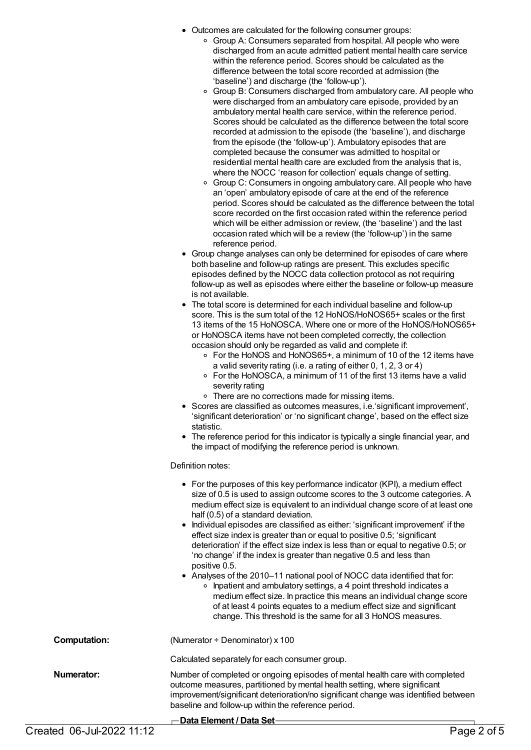- Outcomes are calculated for the following consumer groups:
  - Group A: Consumers separated from hospital. All people who were discharged from an acute admitted patient mental health care service within the reference period. Scores should be calculated as the difference between the total score recorded at admission (the 'baseline') and discharge (the 'follow-up').
  - Group B: Consumers discharged from ambulatory care. All people who were discharged from an ambulatory care episode, provided by an ambulatory mental health care service, within the reference period. Scores should be calculated as the difference between the total score recorded at admission to the episode (the 'baseline'), and discharge from the episode (the 'follow-up'). Ambulatory episodes that are completed because the consumer was admitted to hospital or residential mental health care are excluded from the analysis that is, where the NOCC 'reason for collection' equals change of setting.
  - Group C: Consumers in ongoing ambulatory care. All people who have an 'open' ambulatory episode of care at the end of the reference period. Scores should be calculated as the difference between the total score recorded on the first occasion rated within the reference period which will be either admission or review, (the 'baseline') and the last occasion rated which will be a review (the 'follow-up') in the same reference period.
- Group change analyses can only be determined for episodes of care where both baseline and follow-up ratings are present. This excludes specific episodes defined by the NOCC data collection protocol as not requiring follow-up as well as episodes where either the baseline or follow-up measure is not available.
- The total score is determined for each individual baseline and follow-up score. This is the sum total of the 12 HoNOS/HoNOS65+ scales or the first 13 items of the 15 HoNOSCA. Where one or more of the HoNOS/HoNOS65+ or HoNOSCA items have not been completed correctly, the collection occasion should only be regarded as valid and complete if:
  - For the HoNOS and HoNOS65+, a minimum of 10 of the 12 items have a valid severity rating (i.e. a rating of either 0, 1, 2, 3 or 4)
  - For the HoNOSCA, a minimum of 11 of the first 13 items have a valid severity rating
  - There are no corrections made for missing items.
- Scores are classified as outcomes measures, i.e.'significant improvement', 'significant deterioration' or 'no significant change', based on the effect size statistic.
- The reference period for this indicator is typically a single financial year, and the impact of modifying the reference period is unknown.

Definition notes:

- For the purposes of this key performance indicator (KPI), a medium effect size of 0.5 is used to assign outcome scores to the 3 outcome categories. A medium effect size is equivalent to an individual change score of at least one half (0.5) of a standard deviation.
- Individual episodes are classified as either: 'significant improvement' if the effect size index is greater than or equal to positive 0.5; 'significant deterioration' if the effect size index is less than or equal to negative 0.5; or 'no change' if the index is greater than negative 0.5 and less than positive 0.5.
- Analyses of the 2010–11 national pool of NOCC data identified that for:
  - Inpatient and ambulatory settings, a 4 point threshold indicates a medium effect size. In practice this means an individual change score of at least 4 points equates to a medium effect size and significant change. This threshold is the same for all 3 HoNOS measures.

**Computation:** (Numerator ÷ Denominator) x 100

Calculated separately for each consumer group.

**Numerator:** Number of completed or ongoing episodes of mental health care with completed outcome measures, partitioned by mental health setting, where significant improvement/significant deterioration/no significant change was identified between baseline and follow-up within the reference period.

**Data Element / Data Set**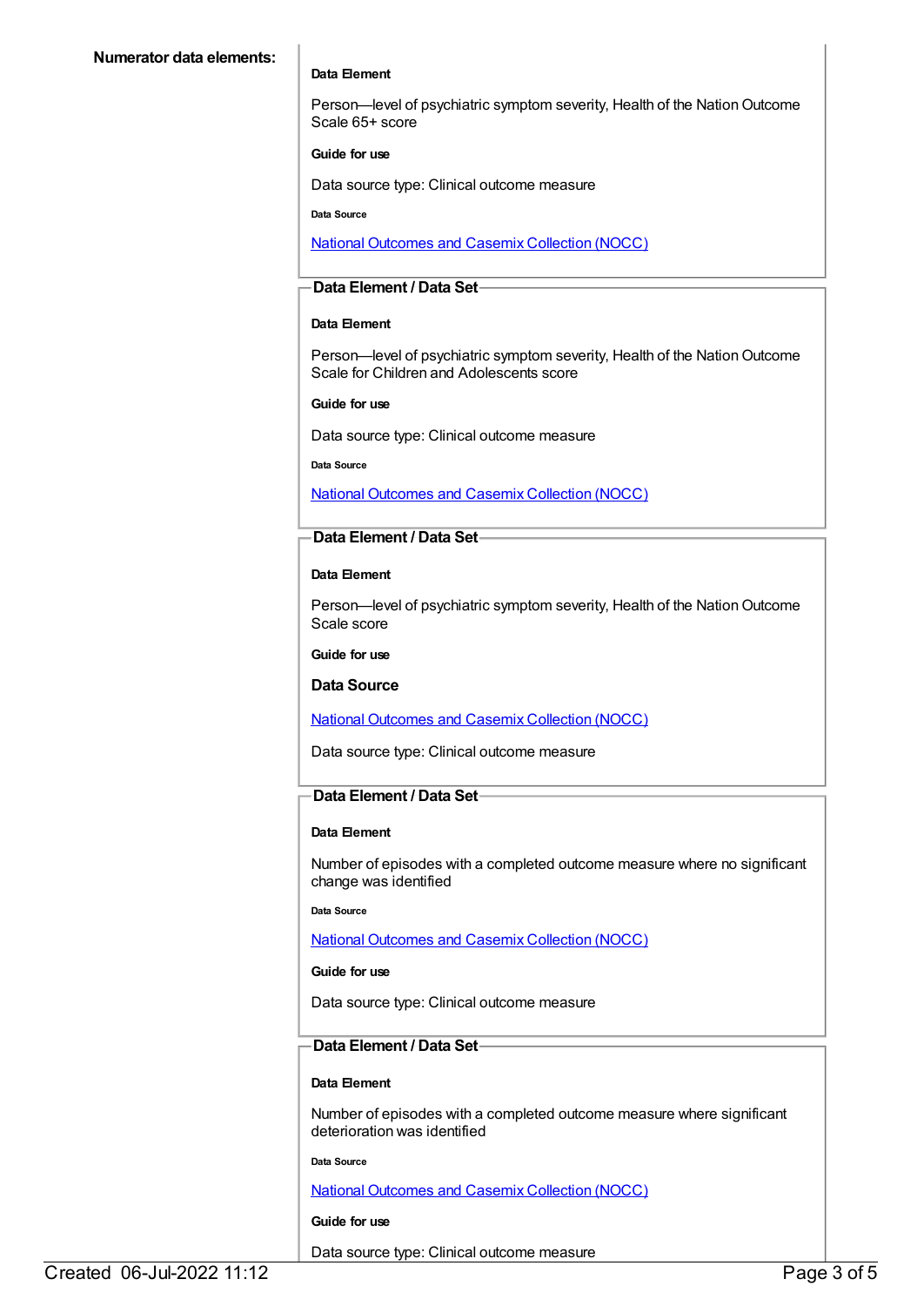**Numerator data elements:**

**Data Element**

Person—level of psychiatric symptom severity, Health of the Nation Outcome Scale 65+ score

**Guide for use**

Data source type: Clinical outcome measure

**Data Source**

National Outcomes and Casemix Collection (NOCC)

**Data Element / Data Set**

**Data Element**

Person—level of psychiatric symptom severity, Health of the Nation Outcome Scale for Children and Adolescents score

**Guide for use**

Data source type: Clinical outcome measure

**Data Source**

National Outcomes and Casemix Collection (NOCC)

**Data Element / Data Set**

**Data Element**

Person—level of psychiatric symptom severity, Health of the Nation Outcome Scale score

**Guide for use**

**Data Source**

National Outcomes and Casemix Collection (NOCC)

Data source type: Clinical outcome measure

**Data Element / Data Set**

**Data Element**

Number of episodes with a completed outcome measure where no significant change was identified

**Data Source**

National Outcomes and Casemix Collection (NOCC)

**Guide for use**

Data source type: Clinical outcome measure

**Data Element / Data Set**

**Data Element**

Number of episodes with a completed outcome measure where significant deterioration was identified

**Data Source**

National Outcomes and Casemix Collection (NOCC)

**Guide for use**

Data source type: Clinical outcome measure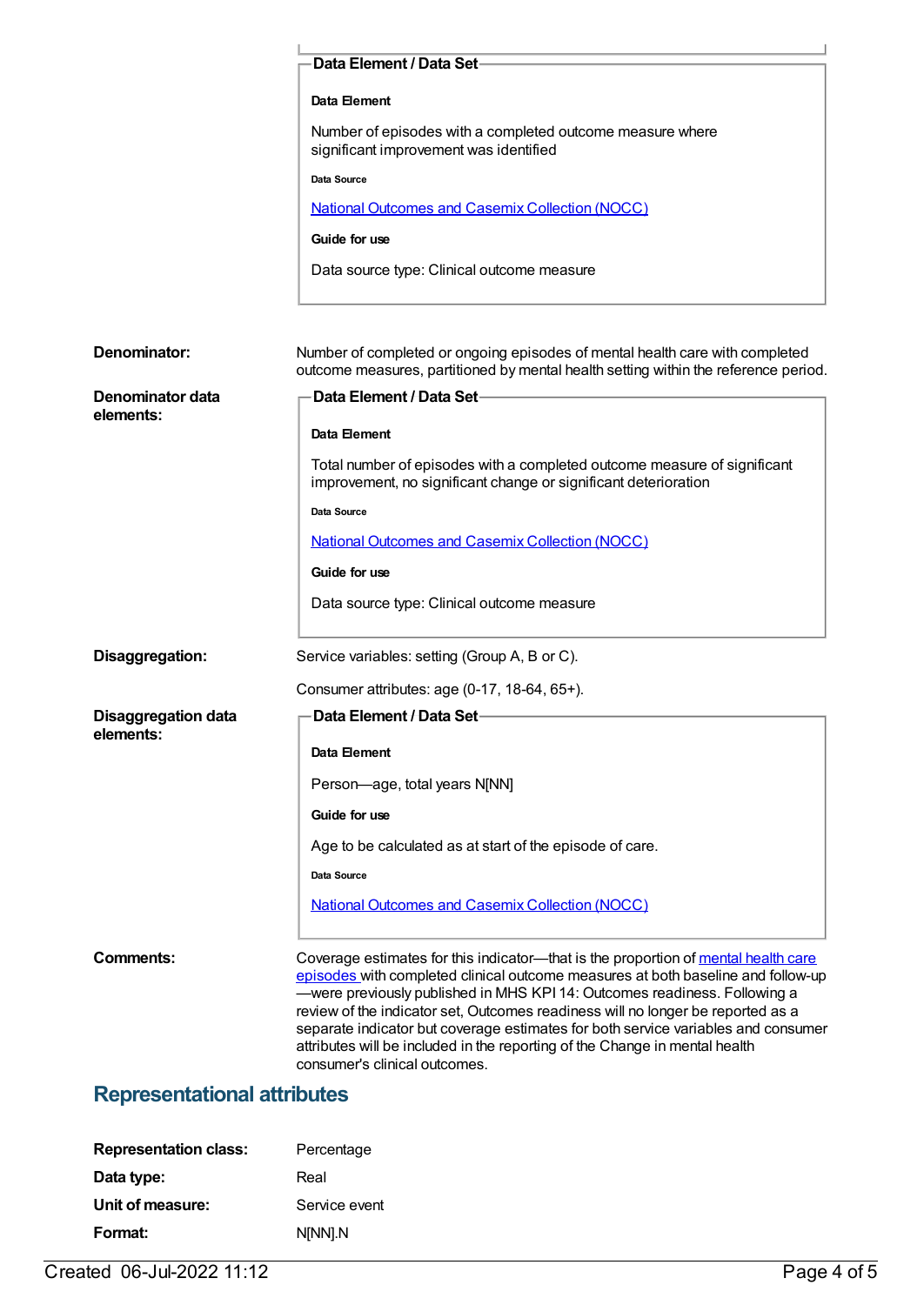**Data Element / Data Set**

**Data Element**

Number of episodes with a completed outcome measure where significant improvement was identified

**Data Source**

[National Outcomes and Casemix Collection (NOCC)]

**Guide for use**

Data source type: Clinical outcome measure

**Denominator:** Number of completed or ongoing episodes of mental health care with completed outcome measures, partitioned by mental health setting within the reference period.

**Denominator data elements:**

**Data Element / Data Set**

**Data Element**

Total number of episodes with a completed outcome measure of significant improvement, no significant change or significant deterioration

**Data Source**

[National Outcomes and Casemix Collection (NOCC)]

**Guide for use**

Data source type: Clinical outcome measure

**Disaggregation:** Service variables: setting (Group A, B or C).

Consumer attributes: age (0-17, 18-64, 65+).

**Disaggregation data elements:**

**Data Element / Data Set**

**Data Element**

Person—age, total years N[NN]

**Guide for use**

Age to be calculated as at start of the episode of care.

**Data Source**

[National Outcomes and Casemix Collection (NOCC)]

**Comments:** Coverage estimates for this indicator—that is the proportion of [mental health care episodes] with completed clinical outcome measures at both baseline and follow-up—were previously published in MHS KPI 14: Outcomes readiness. Following a review of the indicator set, Outcomes readiness will no longer be reported as a separate indicator but coverage estimates for both service variables and consumer attributes will be included in the reporting of the Change in mental health consumer's clinical outcomes.

## Representational attributes

**Representation class:** Percentage

**Data type:** Real

**Unit of measure:** Service event

**Format:** N[NN].N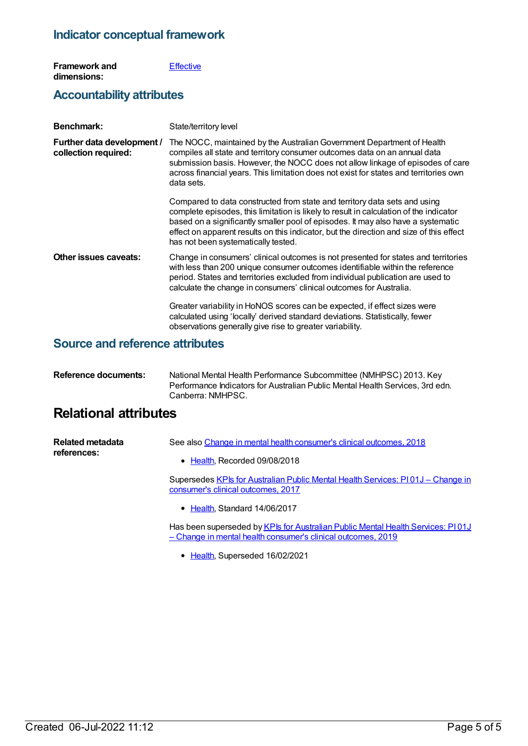## Indicator conceptual framework

**Framework and dimensions:** Effective

## Accountability attributes

**Benchmark:** State/territory level

**Further data development / collection required:** The NOCC, maintained by the Australian Government Department of Health compiles all state and territory consumer outcomes data on an annual data submission basis. However, the NOCC does not allow linkage of episodes of care across financial years. This limitation does not exist for states and territories own data sets.

Compared to data constructed from state and territory data sets and using complete episodes, this limitation is likely to result in calculation of the indicator based on a significantly smaller pool of episodes. It may also have a systematic effect on apparent results on this indicator, but the direction and size of this effect has not been systematically tested.

**Other issues caveats:** Change in consumers' clinical outcomes is not presented for states and territories with less than 200 unique consumer outcomes identifiable within the reference period. States and territories excluded from individual publication are used to calculate the change in consumers' clinical outcomes for Australia.

Greater variability in HoNOS scores can be expected, if effect sizes were calculated using 'locally' derived standard deviations. Statistically, fewer observations generally give rise to greater variability.

## Source and reference attributes

**Reference documents:** National Mental Health Performance Subcommittee (NMHPSC) 2013. Key Performance Indicators for Australian Public Mental Health Services, 3rd edn. Canberra: NMHPSC.

# Relational attributes

**Related metadata references:**

See also Change in mental health consumer's clinical outcomes, 2018

- Health, Recorded 09/08/2018

Supersedes KPIs for Australian Public Mental Health Services: PI 01J – Change in consumer's clinical outcomes, 2017

- Health, Standard 14/06/2017

Has been superseded by KPIs for Australian Public Mental Health Services: PI 01J – Change in mental health consumer's clinical outcomes, 2019

- Health, Superseded 16/02/2021